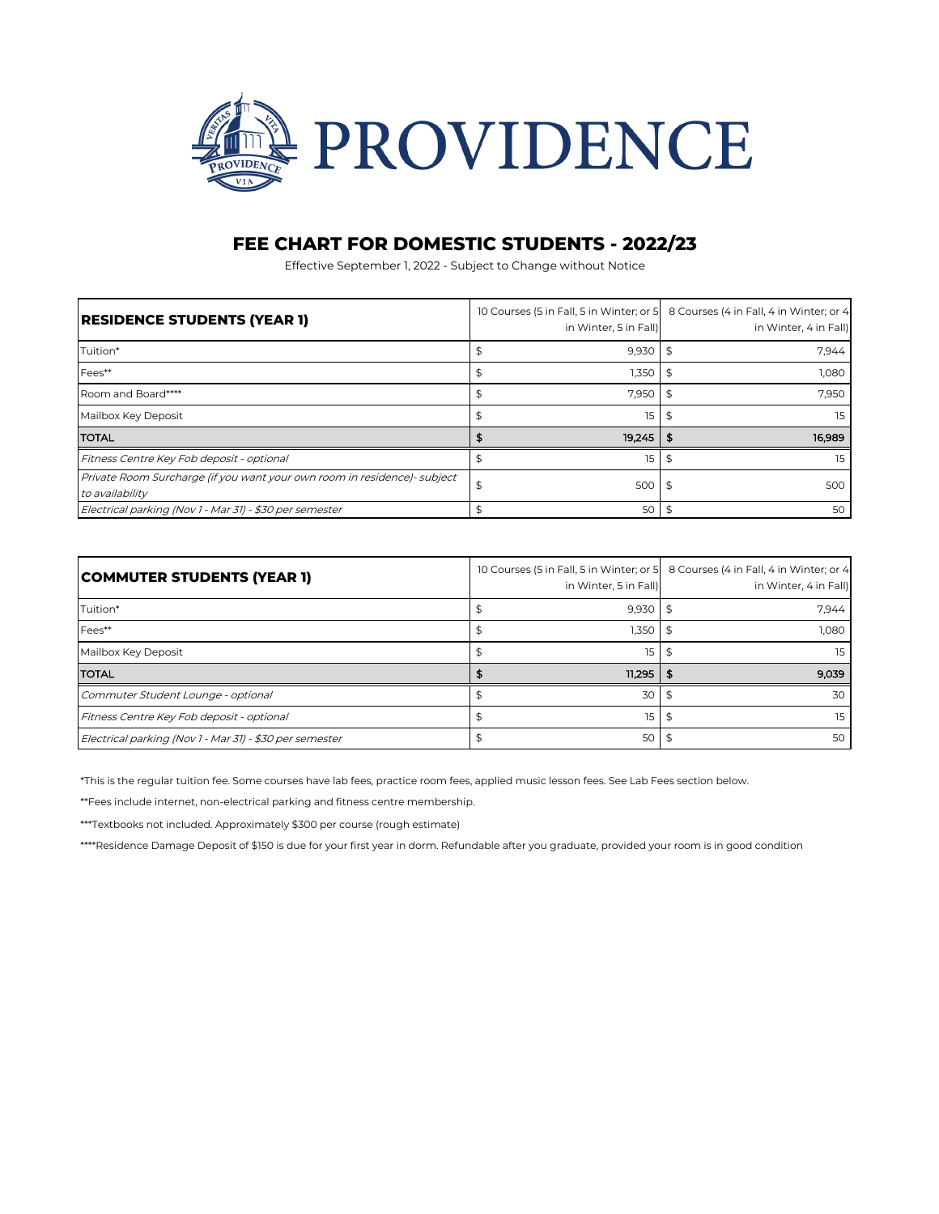# PROVIDENCE

## FEE CHART FOR DOMESTIC STUDENTS - 2022/23

Effective September 1, 2022 - Subject to Change without Notice

| **RESIDENCE STUDENTS (YEAR 1)** | 10 Courses (5 in Fall, 5 in Winter; or 5 in Winter, 5 in Fall) | 8 Courses (4 in Fall, 4 in Winter; or 4 in Winter, 4 in Fall) |
|---|---|---|
| Tuition* | $ 9,930 | $ 7,944 |
| Fees** | $ 1,350 | $ 1,080 |
| Room and Board**** | $ 7,950 | $ 7,950 |
| Mailbox Key Deposit | $ 15 | $ 15 |
| **TOTAL** | **$ 19,245** | **$ 16,989** |
| *Fitness Centre Key Fob deposit - optional* | $ 15 | $ 15 |
| *Private Room Surcharge (if you want your own room in residence)- subject to availability* | $ 500 | $ 500 |
| *Electrical parking (Nov 1 - Mar 31) - $30 per semester* | $ 50 | $ 50 |

| **COMMUTER STUDENTS (YEAR 1)** | 10 Courses (5 in Fall, 5 in Winter; or 5 in Winter, 5 in Fall) | 8 Courses (4 in Fall, 4 in Winter; or 4 in Winter, 4 in Fall) |
|---|---|---|
| Tuition* | $ 9,930 | $ 7,944 |
| Fees** | $ 1,350 | $ 1,080 |
| Mailbox Key Deposit | $ 15 | $ 15 |
| **TOTAL** | **$ 11,295** | **$ 9,039** |
| *Commuter Student Lounge - optional* | $ 30 | $ 30 |
| *Fitness Centre Key Fob deposit - optional* | $ 15 | $ 15 |
| *Electrical parking (Nov 1 - Mar 31) - $30 per semester* | $ 50 | $ 50 |

*This is the regular tuition fee. Some courses have lab fees, practice room fees, applied music lesson fees. See Lab Fees section below.

**Fees include internet, non-electrical parking and fitness centre membership.

***Textbooks not included. Approximately $300 per course (rough estimate)

****Residence Damage Deposit of $150 is due for your first year in dorm. Refundable after you graduate, provided your room is in good condition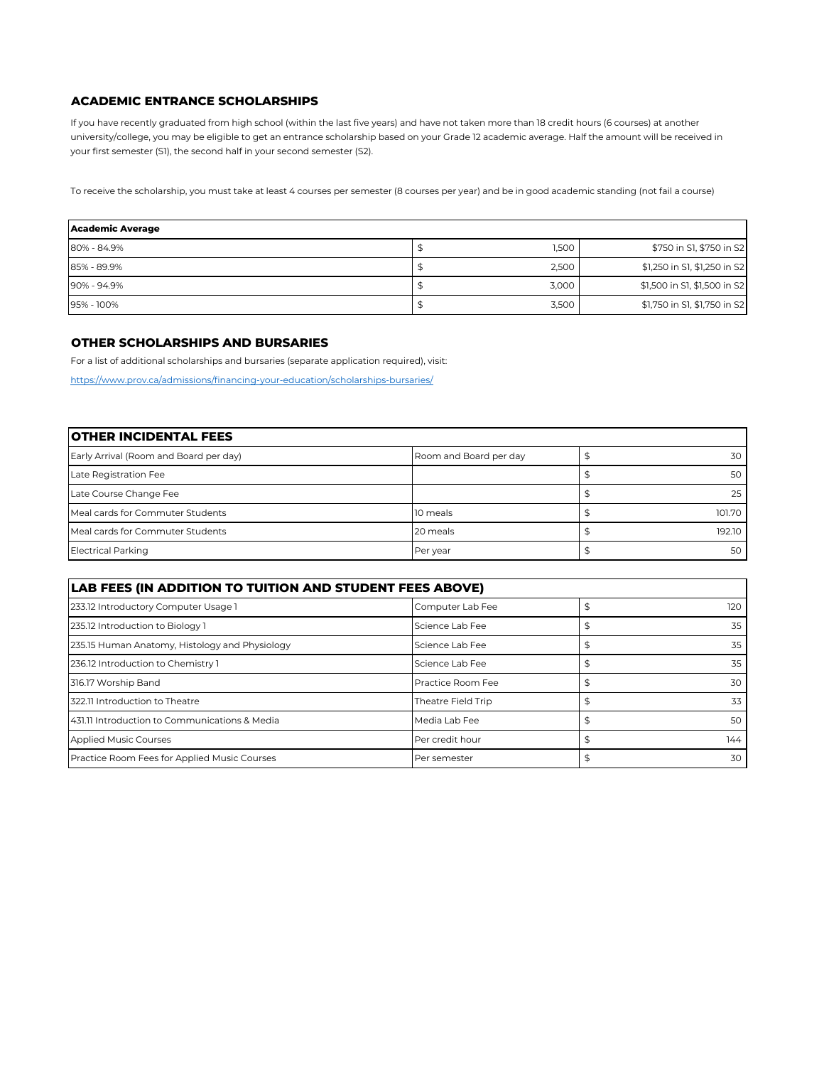## ACADEMIC ENTRANCE SCHOLARSHIPS

If you have recently graduated from high school (within the last five years) and have not taken more than 18 credit hours (6 courses) at another university/college, you may be eligible to get an entrance scholarship based on your Grade 12 academic average. Half the amount will be received in your first semester (S1), the second half in your second semester (S2).

To receive the scholarship, you must take at least 4 courses per semester (8 courses per year) and be in good academic standing (not fail a course)

| Academic Average | | |
|---|---|---|
| 80% - 84.9% | $ 1,500 | $750 in S1, $750 in S2 |
| 85% - 89.9% | $ 2,500 | $1,250 in S1, $1,250 in S2 |
| 90% - 94.9% | $ 3,000 | $1,500 in S1, $1,500 in S2 |
| 95% - 100% | $ 3,500 | $1,750 in S1, $1,750 in S2 |

## OTHER SCHOLARSHIPS AND BURSARIES

For a list of additional scholarships and bursaries (separate application required), visit:

https://www.prov.ca/admissions/financing-your-education/scholarships-bursaries/

| OTHER INCIDENTAL FEES | | |
|---|---|---|
| Early Arrival (Room and Board per day) | Room and Board per day | $ 30 |
| Late Registration Fee | | $ 50 |
| Late Course Change Fee | | $ 25 |
| Meal cards for Commuter Students | 10 meals | $ 101.70 |
| Meal cards for Commuter Students | 20 meals | $ 192.10 |
| Electrical Parking | Per year | $ 50 |

| LAB FEES (IN ADDITION TO TUITION AND STUDENT FEES ABOVE) | | |
|---|---|---|
| 233.12 Introductory Computer Usage 1 | Computer Lab Fee | $ 120 |
| 235.12 Introduction to Biology 1 | Science Lab Fee | $ 35 |
| 235.15 Human Anatomy, Histology and Physiology | Science Lab Fee | $ 35 |
| 236.12 Introduction to Chemistry 1 | Science Lab Fee | $ 35 |
| 316.17 Worship Band | Practice Room Fee | $ 30 |
| 322.11 Introduction to Theatre | Theatre Field Trip | $ 33 |
| 431.11 Introduction to Communications & Media | Media Lab Fee | $ 50 |
| Applied Music Courses | Per credit hour | $ 144 |
| Practice Room Fees for Applied Music Courses | Per semester | $ 30 |